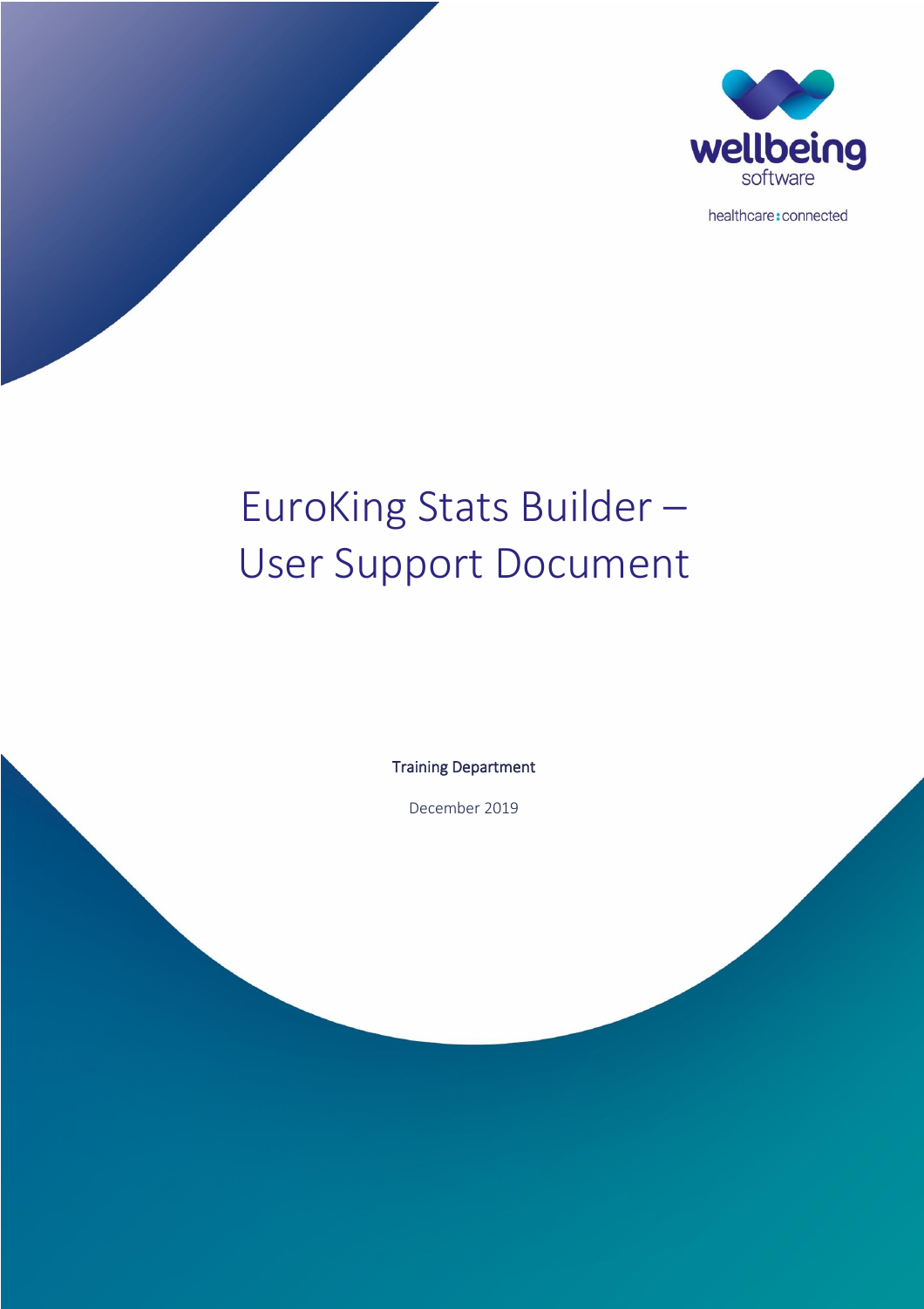wellbeing
software

healthcare:connected

# EuroKing Stats Builder – User Support Document

**Training Department**

December 2019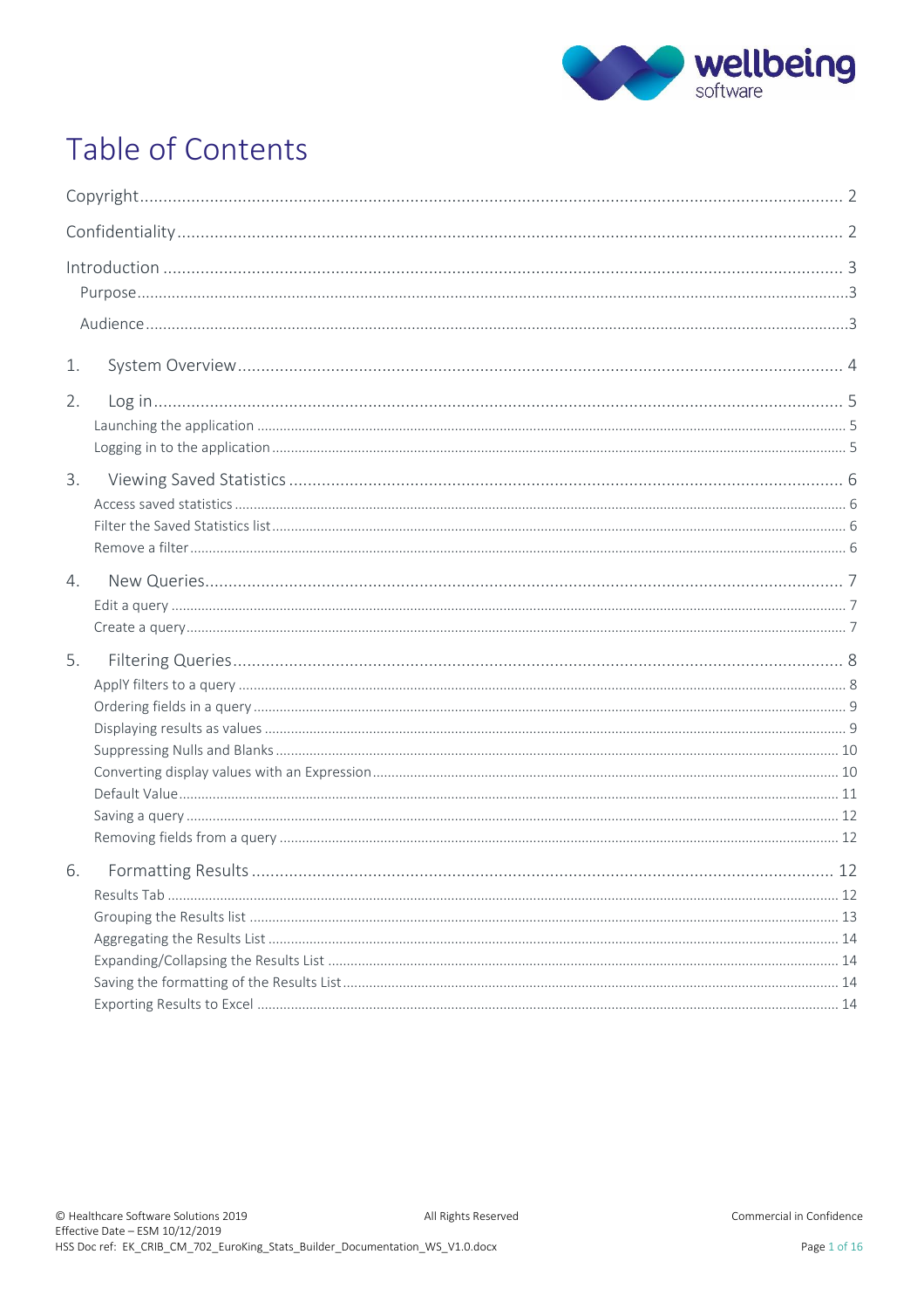# Table of Contents

Copyright .......... 2

Confidentiality .......... 2

Introduction .......... 3

- Purpose .......... 3
- Audience .......... 3

1. System Overview .......... 4

2. Log in .......... 5
   - Launching the application .......... 5
   - Logging in to the application .......... 5

3. Viewing Saved Statistics .......... 6
   - Access saved statistics .......... 6
   - Filter the Saved Statistics list .......... 6
   - Remove a filter .......... 6

4. New Queries .......... 7
   - Edit a query .......... 7
   - Create a query .......... 7

5. Filtering Queries .......... 8
   - ApplY filters to a query .......... 8
   - Ordering fields in a query .......... 9
   - Displaying results as values .......... 9
   - Suppressing Nulls and Blanks .......... 10
   - Converting display values with an Expression .......... 10
   - Default Value .......... 11
   - Saving a query .......... 12
   - Removing fields from a query .......... 12

6. Formatting Results .......... 12
   - Results Tab .......... 12
   - Grouping the Results list .......... 13
   - Aggregating the Results List .......... 14
   - Expanding/Collapsing the Results List .......... 14
   - Saving the formatting of the Results List .......... 14
   - Exporting Results to Excel .......... 14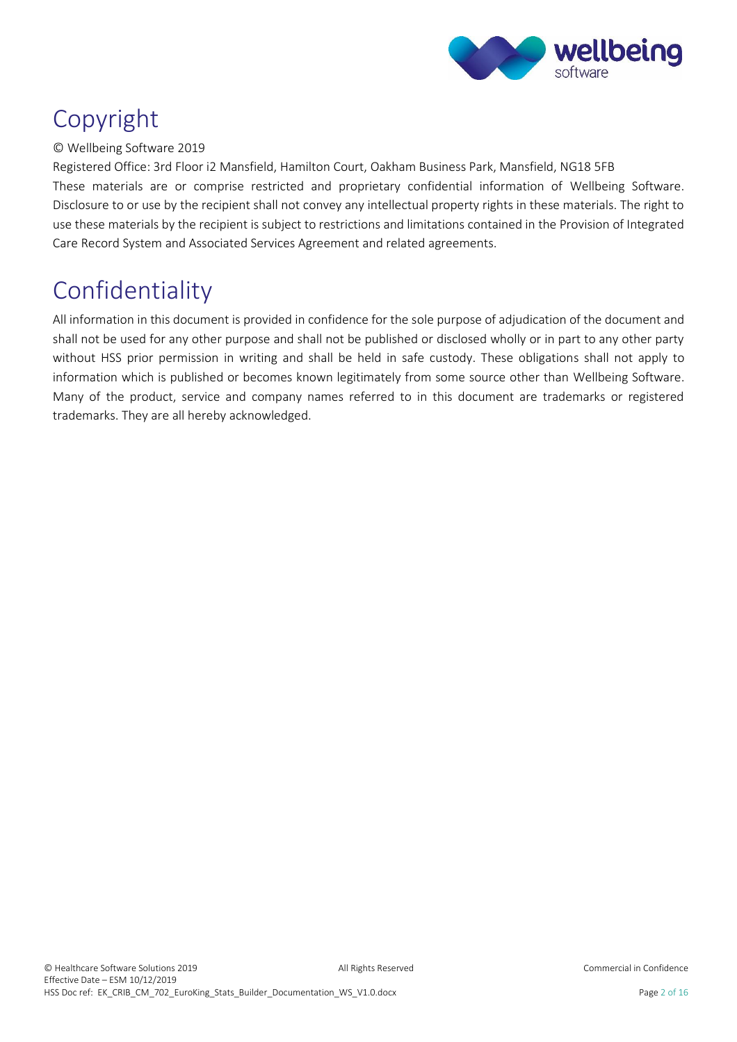# Copyright

© Wellbeing Software 2019

Registered Office: 3rd Floor i2 Mansfield, Hamilton Court, Oakham Business Park, Mansfield, NG18 5FB

These materials are or comprise restricted and proprietary confidential information of Wellbeing Software. Disclosure to or use by the recipient shall not convey any intellectual property rights in these materials. The right to use these materials by the recipient is subject to restrictions and limitations contained in the Provision of Integrated Care Record System and Associated Services Agreement and related agreements.

# Confidentiality

All information in this document is provided in confidence for the sole purpose of adjudication of the document and shall not be used for any other purpose and shall not be published or disclosed wholly or in part to any other party without HSS prior permission in writing and shall be held in safe custody. These obligations shall not apply to information which is published or becomes known legitimately from some source other than Wellbeing Software. Many of the product, service and company names referred to in this document are trademarks or registered trademarks. They are all hereby acknowledged.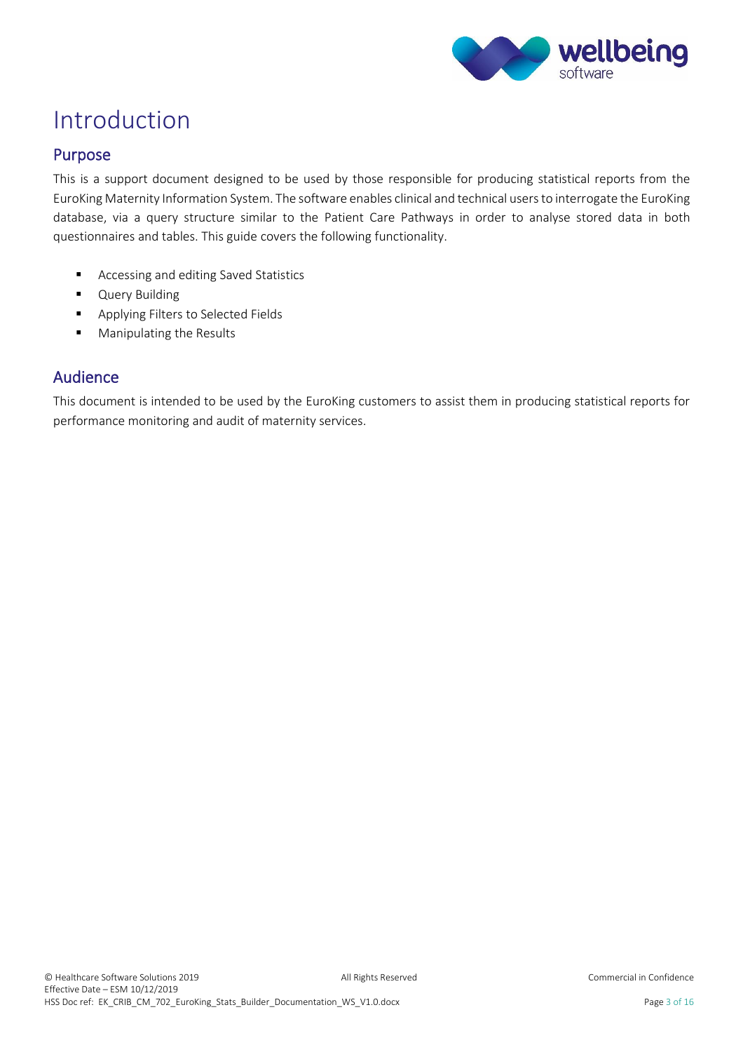# Introduction

## Purpose

This is a support document designed to be used by those responsible for producing statistical reports from the EuroKing Maternity Information System. The software enables clinical and technical users to interrogate the EuroKing database, via a query structure similar to the Patient Care Pathways in order to analyse stored data in both questionnaires and tables. This guide covers the following functionality.

- Accessing and editing Saved Statistics
- Query Building
- Applying Filters to Selected Fields
- Manipulating the Results

## Audience

This document is intended to be used by the EuroKing customers to assist them in producing statistical reports for performance monitoring and audit of maternity services.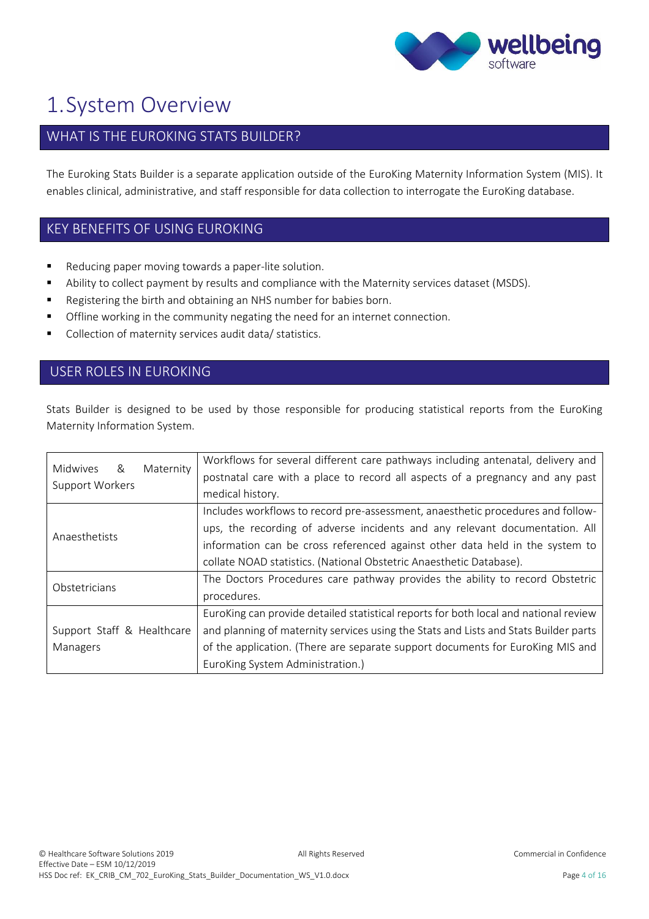# 1. System Overview

## WHAT IS THE EUROKING STATS BUILDER?

The Euroking Stats Builder is a separate application outside of the EuroKing Maternity Information System (MIS). It enables clinical, administrative, and staff responsible for data collection to interrogate the EuroKing database.

## KEY BENEFITS OF USING EUROKING

- Reducing paper moving towards a paper-lite solution.
- Ability to collect payment by results and compliance with the Maternity services dataset (MSDS).
- Registering the birth and obtaining an NHS number for babies born.
- Offline working in the community negating the need for an internet connection.
- Collection of maternity services audit data/ statistics.

## USER ROLES IN EUROKING

Stats Builder is designed to be used by those responsible for producing statistical reports from the EuroKing Maternity Information System.

| | |
|---|---|
| Midwives & Maternity Support Workers | Workflows for several different care pathways including antenatal, delivery and postnatal care with a place to record all aspects of a pregnancy and any past medical history. |
| Anaesthetists | Includes workflows to record pre-assessment, anaesthetic procedures and follow-ups, the recording of adverse incidents and any relevant documentation. All information can be cross referenced against other data held in the system to collate NOAD statistics. (National Obstetric Anaesthetic Database). |
| Obstetricians | The Doctors Procedures care pathway provides the ability to record Obstetric procedures. |
| Support Staff & Healthcare Managers | EuroKing can provide detailed statistical reports for both local and national review and planning of maternity services using the Stats and Lists and Stats Builder parts of the application. (There are separate support documents for EuroKing MIS and EuroKing System Administration.) |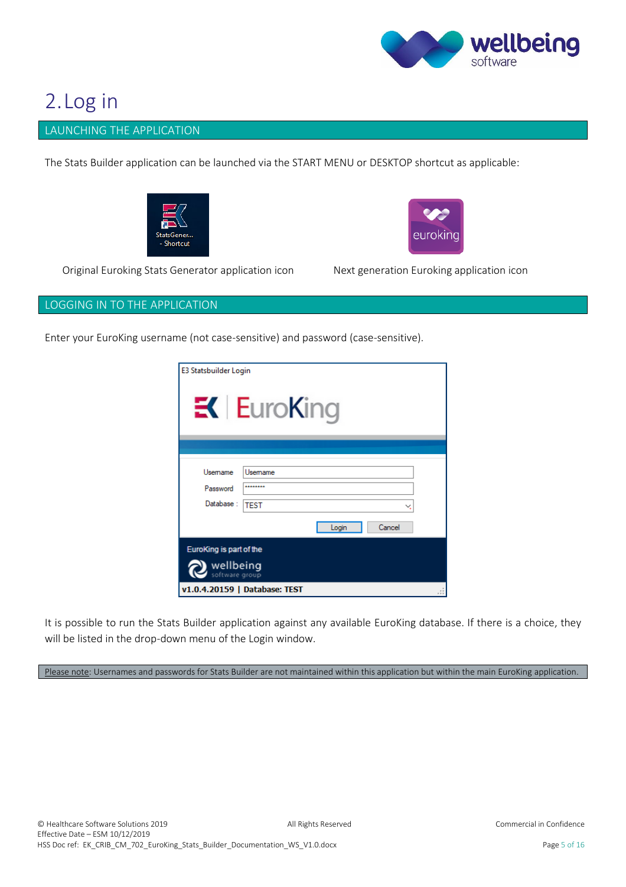# 2. Log in

## LAUNCHING THE APPLICATION

The Stats Builder application can be launched via the START MENU or DESKTOP shortcut as applicable:

Original Euroking Stats Generator application icon

Next generation Euroking application icon

## LOGGING IN TO THE APPLICATION

Enter your EuroKing username (not case-sensitive) and password (case-sensitive).

It is possible to run the Stats Builder application against any available EuroKing database. If there is a choice, they will be listed in the drop-down menu of the Login window.

Please note: Usernames and passwords for Stats Builder are not maintained within this application but within the main EuroKing application.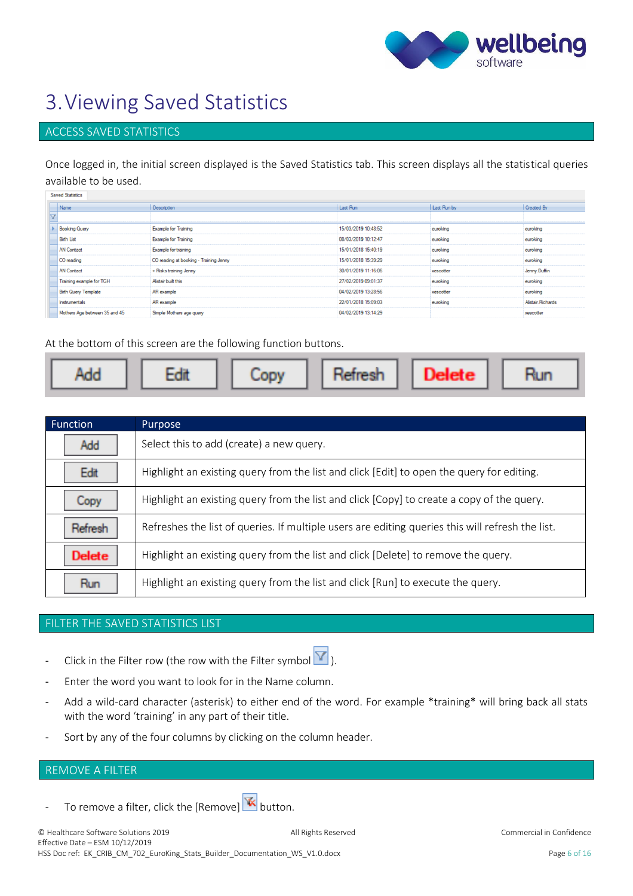# 3. Viewing Saved Statistics

## ACCESS SAVED STATISTICS

Once logged in, the initial screen displayed is the Saved Statistics tab. This screen displays all the statistical queries available to be used.

Saved Statistics

| Name | Description | Last Run | Last Run by | Created By |
|---|---|---|---|---|
| Booking Query | Example for Training | 15/03/2019 10:48:52 | euroking | euroking |
| Birth List | Example for Training | 08/03/2019 10:12:47 | euroking | euroking |
| AN Contact | Example for training | 15/01/2018 15:40:19 | euroking | euroking |
| CO reading | CO reading at booking - Training Jenny | 15/01/2018 15:39:29 | euroking | euroking |
| AN Contact | + Risks training Jenny | 30/01/2019 11:16:06 | xescotter | Jenny.Duffin |
| Training example for TGH | Alistair built this | 27/02/2019 09:01:37 | euroking | euroking |
| Birth Query Template | AR example | 04/02/2019 13:28:56 | xescotter | euroking |
| Instrumentals | AR example | 22/01/2018 15:09:03 | euroking | Alistair Richards |
| Mothers Age between 35 and 45 | Simple Mothers age query | 04/02/2019 13:14:29 | | xescotter |

At the bottom of this screen are the following function buttons.

Add | Edit | Copy | Refresh | Delete | Run

| Function | Purpose |
|---|---|
| Add | Select this to add (create) a new query. |
| Edit | Highlight an existing query from the list and click [Edit] to open the query for editing. |
| Copy | Highlight an existing query from the list and click [Copy] to create a copy of the query. |
| Refresh | Refreshes the list of queries. If multiple users are editing queries this will refresh the list. |
| Delete | Highlight an existing query from the list and click [Delete] to remove the query. |
| Run | Highlight an existing query from the list and click [Run] to execute the query. |

## FILTER THE SAVED STATISTICS LIST

- Click in the Filter row (the row with the Filter symbol ).
- Enter the word you want to look for in the Name column.
- Add a wild-card character (asterisk) to either end of the word. For example *training* will bring back all stats with the word 'training' in any part of their title.
- Sort by any of the four columns by clicking on the column header.

## REMOVE A FILTER

- To remove a filter, click the [Remove] button.

© Healthcare Software Solutions 2019 All Rights Reserved Commercial in Confidence
Effective Date – ESM 10/12/2019
HSS Doc ref: EK_CRIB_CM_702_EuroKing_Stats_Builder_Documentation_WS_V1.0.docx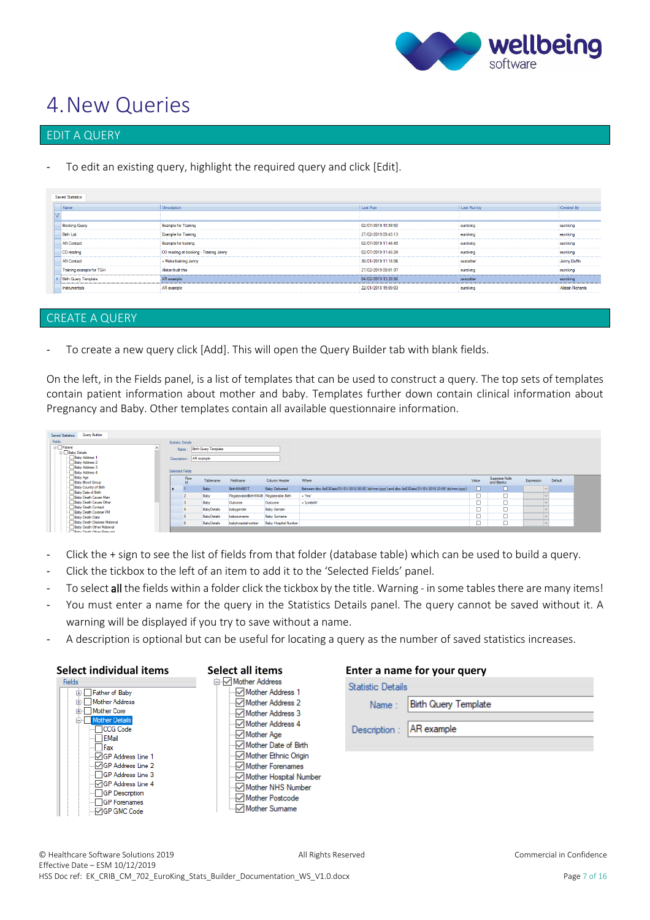# 4. New Queries

## EDIT A QUERY

- To edit an existing query, highlight the required query and click [Edit].

## CREATE A QUERY

- To create a new query click [Add]. This will open the Query Builder tab with blank fields.

On the left, in the Fields panel, is a list of templates that can be used to construct a query. The top sets of templates contain patient information about mother and baby. Templates further down contain clinical information about Pregnancy and Baby. Other templates contain all available questionnaire information.

- Click the + sign to see the list of fields from that folder (database table) which can be used to build a query.
- Click the tickbox to the left of an item to add it to the 'Selected Fields' panel.
- To select **all** the fields within a folder click the tickbox by the title. Warning - in some tables there are many items!
- You must enter a name for the query in the Statistics Details panel. The query cannot be saved without it. A warning will be displayed if you try to save without a name.
- A description is optional but can be useful for locating a query as the number of saved statistics increases.

**Select individual items** **Select all items** **Enter a name for your query**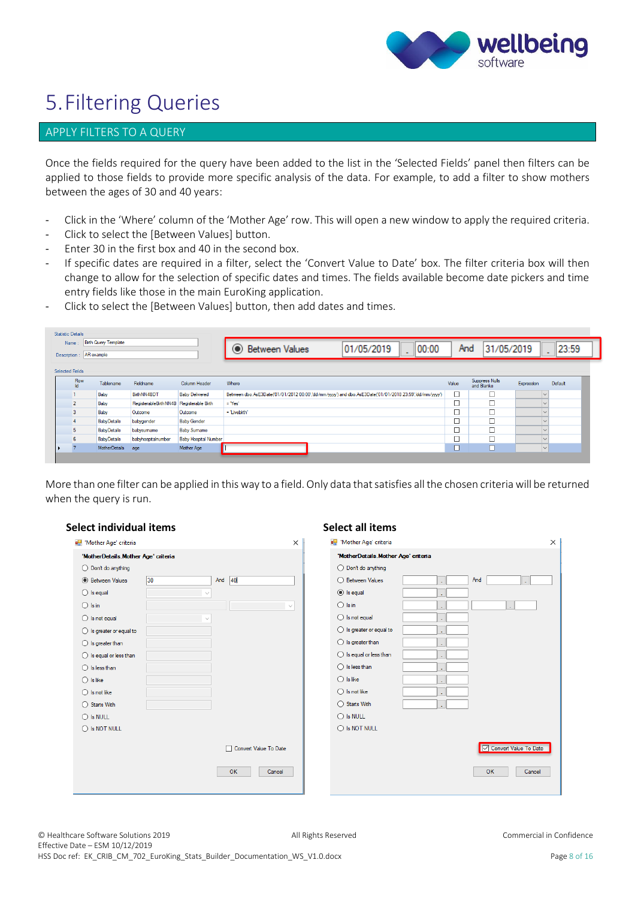# 5. Filtering Queries

## APPLY FILTERS TO A QUERY

Once the fields required for the query have been added to the list in the 'Selected Fields' panel then filters can be applied to those fields to provide more specific analysis of the data. For example, to add a filter to show mothers between the ages of 30 and 40 years:

- Click in the 'Where' column of the 'Mother Age' row. This will open a new window to apply the required criteria.
- Click to select the [Between Values] button.
- Enter 30 in the first box and 40 in the second box.
- If specific dates are required in a filter, select the 'Convert Value to Date' box. The filter criteria box will then change to allow for the selection of specific dates and times. The fields available become date pickers and time entry fields like those in the main EuroKing application.
- Click to select the [Between Values] button, then add dates and times.

More than one filter can be applied in this way to a field. Only data that satisfies all the chosen criteria will be returned when the query is run.

**Select individual items**

**Select all items**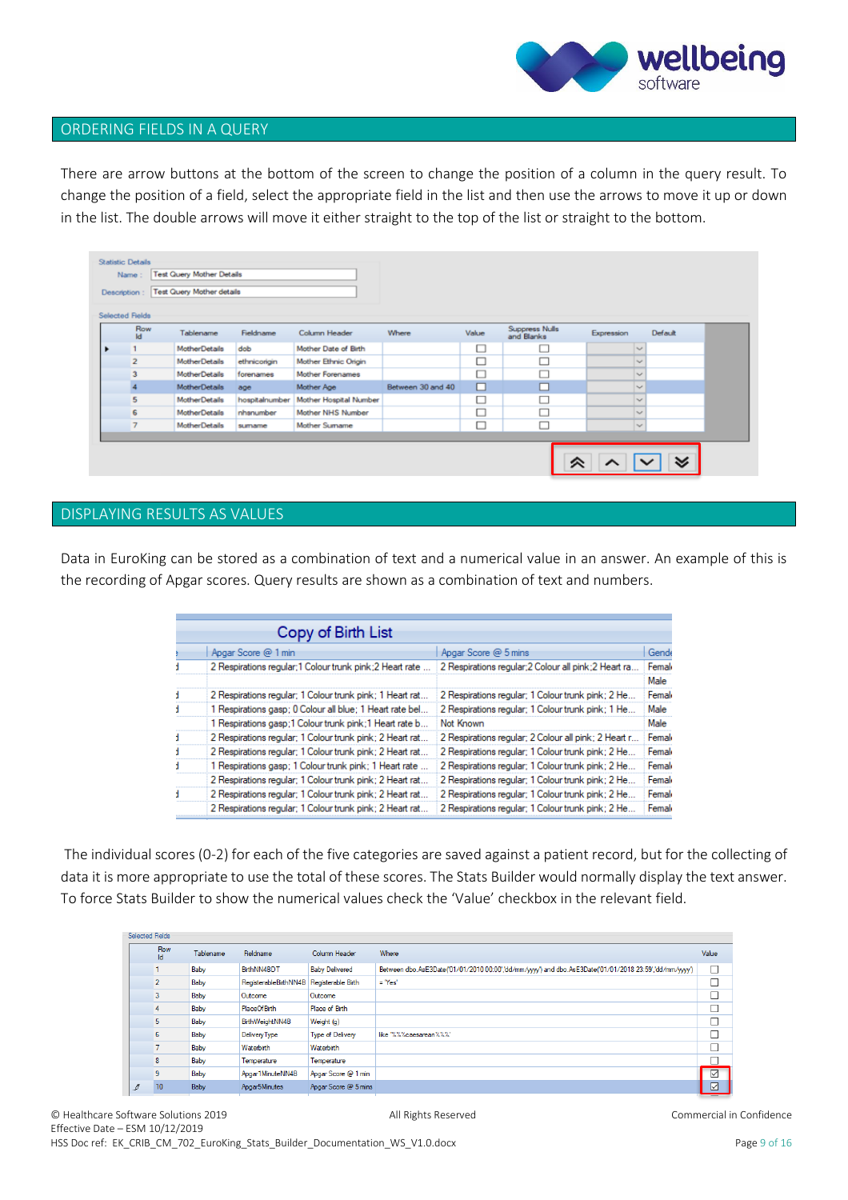## ORDERING FIELDS IN A QUERY

There are arrow buttons at the bottom of the screen to change the position of a column in the query result. To change the position of a field, select the appropriate field in the list and then use the arrows to move it up or down in the list. The double arrows will move it either straight to the top of the list or straight to the bottom.

Statistic Details

Name : Test Query Mother Details

Description : Test Query Mother details

Selected Fields

| Row Id | Tablename | Fieldname | Column Header | Where | Value | Suppress Nulls and Blanks | Expression | Default |
|---|---|---|---|---|---|---|---|---|
| 1 | MotherDetails | dob | Mother Date of Birth | | ☐ | ☐ | | |
| 2 | MotherDetails | ethnicorigin | Mother Ethnic Origin | | ☐ | ☐ | | |
| 3 | MotherDetails | forenames | Mother Forenames | | ☐ | ☐ | | |
| 4 | MotherDetails | age | Mother Age | Between 30 and 40 | ☐ | ☐ | | |
| 5 | MotherDetails | hospitalnumber | Mother Hospital Number | | ☐ | ☐ | | |
| 6 | MotherDetails | nhsnumber | Mother NHS Number | | ☐ | ☐ | | |
| 7 | MotherDetails | surname | Mother Surname | | ☐ | ☐ | | |

## DISPLAYING RESULTS AS VALUES

Data in EuroKing can be stored as a combination of text and a numerical value in an answer. An example of this is the recording of Apgar scores. Query results are shown as a combination of text and numbers.

Copy of Birth List

| Apgar Score @ 1 min | Apgar Score @ 5 mins | Gende |
|---|---|---|
| 2 Respirations regular;1 Colour trunk pink;2 Heart rate ... | 2 Respirations regular;2 Colour all pink;2 Heart ra... | Femal |
| | | Male |
| 2 Respirations regular; 1 Colour trunk pink; 1 Heart rat... | 2 Respirations regular; 1 Colour trunk pink; 2 He... | Femal |
| 1 Respirations gasp; 0 Colour all blue; 1 Heart rate bel... | 2 Respirations regular; 1 Colour trunk pink; 1 He... | Male |
| 1 Respirations gasp;1 Colour trunk pink;1 Heart rate b... | Not Known | Male |
| 2 Respirations regular; 1 Colour trunk pink; 2 Heart rat... | 2 Respirations regular; 2 Colour all pink; 2 Heart r... | Femal |
| 2 Respirations regular; 1 Colour trunk pink; 2 Heart rat... | 2 Respirations regular; 1 Colour trunk pink; 2 He... | Femal |
| 1 Respirations gasp; 1 Colour trunk pink; 1 Heart rate ... | 2 Respirations regular; 1 Colour trunk pink; 2 He... | Femal |
| 2 Respirations regular; 1 Colour trunk pink; 2 Heart rat... | 2 Respirations regular; 1 Colour trunk pink; 2 He... | Femal |
| 2 Respirations regular; 1 Colour trunk pink; 2 Heart rat... | 2 Respirations regular; 1 Colour trunk pink; 2 He... | Femal |
| 2 Respirations regular; 1 Colour trunk pink; 2 Heart rat... | 2 Respirations regular; 1 Colour trunk pink; 2 He... | Femal |

The individual scores (0-2) for each of the five categories are saved against a patient record, but for the collecting of data it is more appropriate to use the total of these scores. The Stats Builder would normally display the text answer. To force Stats Builder to show the numerical values check the 'Value' checkbox in the relevant field.

Selected Fields

| Row Id | Tablename | Fieldname | Column Header | Where | Value |
|---|---|---|---|---|---|
| 1 | Baby | BirthNN4BDT | Baby Delivered | Between dbo.AsE3Date('01/01/2010 00:00','dd/mm/yyyy') and dbo.AsE3Date('01/01/2018 23:59','dd/mm/yyyy') | ☐ |
| 2 | Baby | RegisterableBirthNN4B | Registerable Birth | = 'Yes' | ☐ |
| 3 | Baby | Outcome | Outcome | | ☐ |
| 4 | Baby | PlaceOfBirth | Place of Birth | | ☐ |
| 5 | Baby | BirthWeightNN4B | Weight (g) | | ☐ |
| 6 | Baby | DeliveryType | Type of Delivery | like '%%%caesarean%%%' | ☐ |
| 7 | Baby | Waterbirth | Waterbirth | | ☐ |
| 8 | Baby | Temperature | Temperature | | ☐ |
| 9 | Baby | Apgar1MinuteNN4B | Apgar Score @ 1 min | | ☑ |
| 10 | Baby | Apgar5Minutes | Apgar Score @ 5 mins | | ☑ |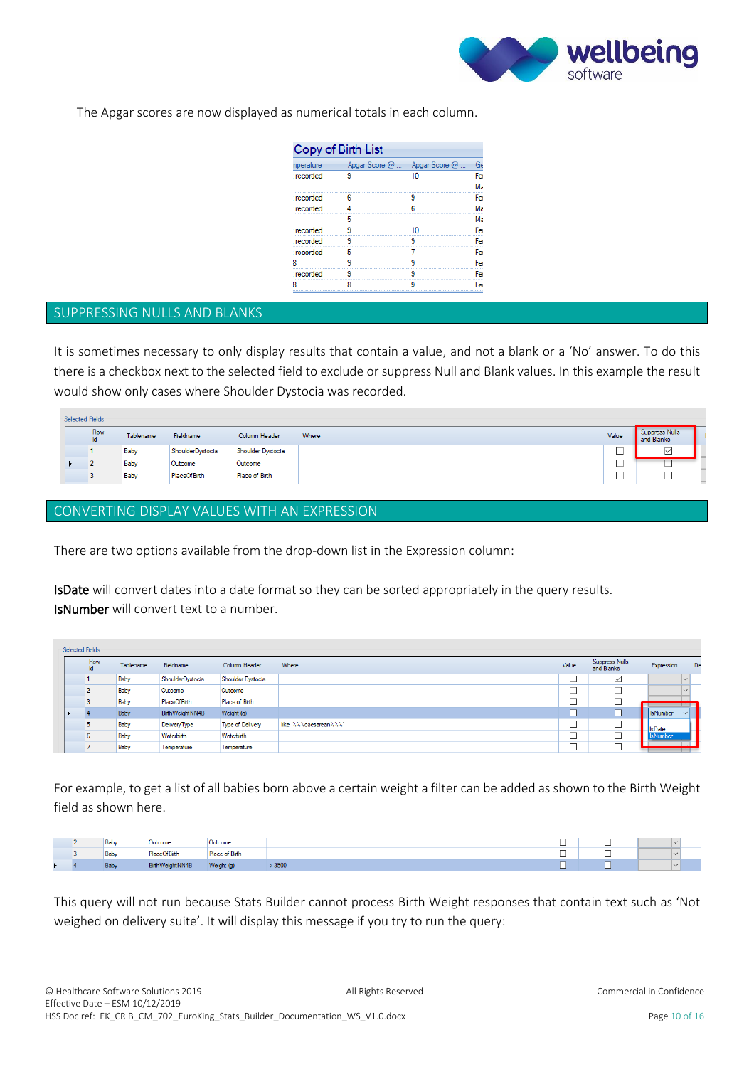The Apgar scores are now displayed as numerical totals in each column.

**Copy of Birth List**

| mperature | Apgar Score @ ... | Apgar Score @ ... | Ge |
|---|---|---|---|
| recorded | 9 | 10 | Fe |
| | | | Ma |
| recorded | 6 | 9 | Fe |
| recorded | 4 | 6 | Ma |
| | 5 | | Ma |
| recorded | 9 | 10 | Fe |
| recorded | 9 | 9 | Fe |
| recorded | 5 | 7 | Fe |
| 8 | 9 | 9 | Fe |
| recorded | 9 | 9 | Fe |
| 8 | 8 | 9 | Fe |

## SUPPRESSING NULLS AND BLANKS

It is sometimes necessary to only display results that contain a value, and not a blank or a 'No' answer. To do this there is a checkbox next to the selected field to exclude or suppress Null and Blank values. In this example the result would show only cases where Shoulder Dystocia was recorded.

Selected Fields

| Row Id | Tablename | Fieldname | Column Header | Where | Value | Suppress Nulls and Blanks |
|---|---|---|---|---|---|---|
| 1 | Baby | ShoulderDystocia | Shoulder Dystocia | | ☐ | ☑ |
| 2 | Baby | Outcome | Outcome | | ☐ | ☐ |
| 3 | Baby | PlaceOfBirth | Place of Birth | | ☐ | ☐ |

## CONVERTING DISPLAY VALUES WITH AN EXPRESSION

There are two options available from the drop-down list in the Expression column:

**IsDate** will convert dates into a date format so they can be sorted appropriately in the query results.
**IsNumber** will convert text to a number.

Selected Fields

| Row Id | Tablename | Fieldname | Column Header | Where | Value | Suppress Nulls and Blanks | Expression |
|---|---|---|---|---|---|---|---|
| 1 | Baby | ShoulderDystocia | Shoulder Dystocia | | ☐ | ☑ | |
| 2 | Baby | Outcome | Outcome | | ☐ | ☐ | |
| 3 | Baby | PlaceOfBirth | Place of Birth | | ☐ | ☐ | |
| 4 | Baby | BirthWeightNN4B | Weight (g) | | ☐ | ☐ | IsNumber |
| 5 | Baby | DeliveryType | Type of Delivery | like '%%%caesarean%%%' | ☐ | ☐ | IsDate / IsNumber |
| 6 | Baby | Waterbirth | Waterbirth | | ☐ | ☐ | |
| 7 | Baby | Temperature | Temperature | | ☐ | ☐ | |

For example, to get a list of all babies born above a certain weight a filter can be added as shown to the Birth Weight field as shown here.

| Row Id | Tablename | Fieldname | Column Header | Where | Value | Suppress Nulls and Blanks | Expression |
|---|---|---|---|---|---|---|---|
| 2 | Baby | Outcome | Outcome | | ☐ | ☐ | |
| 3 | Baby | PlaceOfBirth | Place of Birth | | ☐ | ☐ | |
| 4 | Baby | BirthWeightNN4B | Weight (g) | > 3500 | ☐ | ☐ | |

This query will not run because Stats Builder cannot process Birth Weight responses that contain text such as 'Not weighed on delivery suite'. It will display this message if you try to run the query: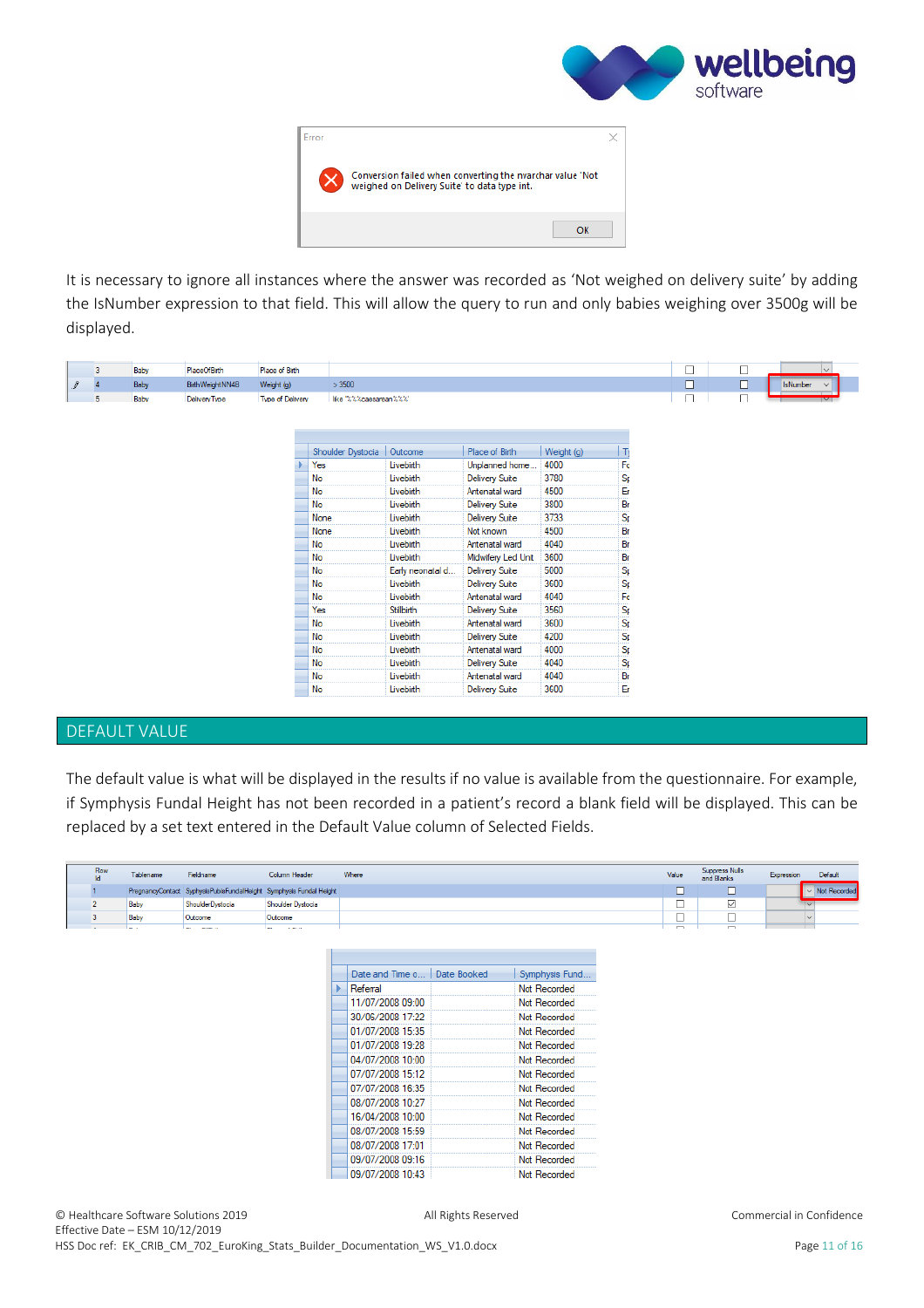Error

Conversion failed when converting the nvarchar value 'Not weighed on Delivery Suite' to data type int.

OK

It is necessary to ignore all instances where the answer was recorded as 'Not weighed on delivery suite' by adding the IsNumber expression to that field. This will allow the query to run and only babies weighing over 3500g will be displayed.

| | Row Id | Tablename | Fieldname | Column Header | Where | Value | Suppress Nulls and Blanks | Expression |
|---|---|---|---|---|---|---|---|---|
| | 3 | Baby | PlaceOfBirth | Place of Birth | | ☐ | ☐ | |
| | 4 | Baby | BirthWeightNN4B | Weight (g) | > 3500 | ☐ | ☐ | IsNumber |
| | 5 | Baby | DeliveryType | Type of Delivery | like '%%caesarean%%' | ☐ | ☐ | |

| Shoulder Dystocia | Outcome | Place of Birth | Weight (g) |
|---|---|---|---|
| Yes | Livebirth | Unplanned home... | 4000 |
| No | Livebirth | Delivery Suite | 3780 |
| No | Livebirth | Antenatal ward | 4500 |
| No | Livebirth | Delivery Suite | 3800 |
| None | Livebirth | Delivery Suite | 3733 |
| None | Livebirth | Not known | 4500 |
| No | Livebirth | Antenatal ward | 4040 |
| No | Livebirth | Midwifery Led Unit | 3600 |
| No | Early neonatal d... | Delivery Suite | 5000 |
| No | Livebirth | Delivery Suite | 3600 |
| No | Livebirth | Antenatal ward | 4040 |
| Yes | Stillbirth | Delivery Suite | 3560 |
| No | Livebirth | Antenatal ward | 3600 |
| No | Livebirth | Delivery Suite | 4200 |
| No | Livebirth | Antenatal ward | 4000 |
| No | Livebirth | Delivery Suite | 4040 |
| No | Livebirth | Antenatal ward | 4040 |
| No | Livebirth | Delivery Suite | 3600 |

## DEFAULT VALUE

The default value is what will be displayed in the results if no value is available from the questionnaire. For example, if Symphysis Fundal Height has not been recorded in a patient's record a blank field will be displayed. This can be replaced by a set text entered in the Default Value column of Selected Fields.

| Row Id | Tablename | Fieldname | Column Header | Where | Value | Suppress Nulls and Blanks | Expression | Default |
|---|---|---|---|---|---|---|---|---|
| 1 | PregnancyContact | SyphysisPubisFundalHeight | Symphysis Fundal Height | | ☐ | ☐ | | Not Recorded |
| 2 | Baby | ShoulderDystocia | Shoulder Dystocia | | ☐ | ☑ | | |
| 3 | Baby | Outcome | Outcome | | ☐ | ☐ | | |

| Date and Time o... | Date Booked | Symphysis Fund... |
|---|---|---|
| Referal | | Not Recorded |
| 11/07/2008 09:00 | | Not Recorded |
| 30/06/2008 17:22 | | Not Recorded |
| 01/07/2008 15:35 | | Not Recorded |
| 01/07/2008 19:28 | | Not Recorded |
| 04/07/2008 10:00 | | Not Recorded |
| 07/07/2008 15:12 | | Not Recorded |
| 07/07/2008 16:35 | | Not Recorded |
| 08/07/2008 10:27 | | Not Recorded |
| 16/04/2008 10:00 | | Not Recorded |
| 08/07/2008 15:59 | | Not Recorded |
| 08/07/2008 17:01 | | Not Recorded |
| 09/07/2008 09:16 | | Not Recorded |
| 09/07/2008 10:43 | | Not Recorded |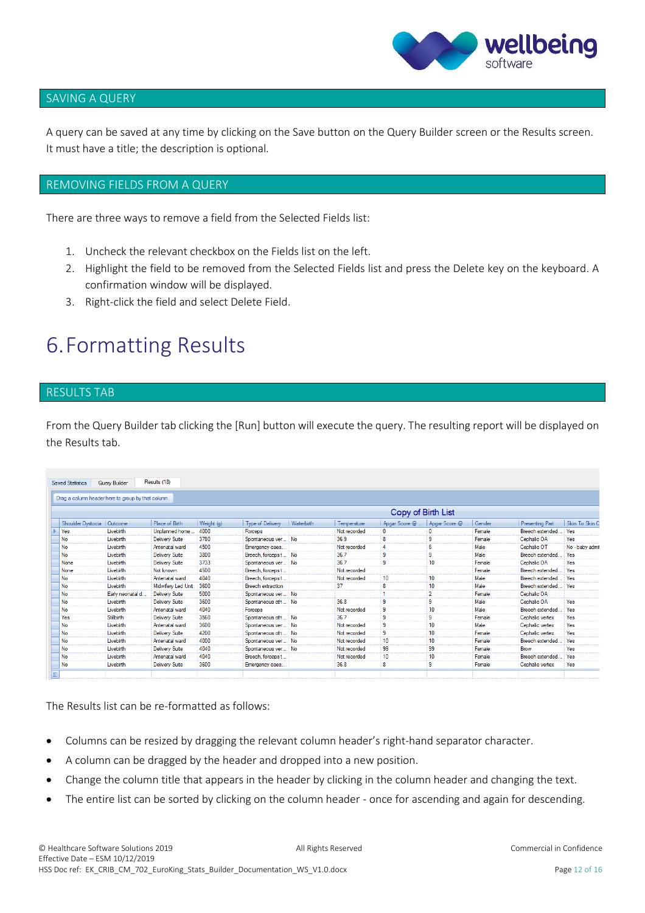## SAVING A QUERY

A query can be saved at any time by clicking on the Save button on the Query Builder screen or the Results screen. It must have a title; the description is optional.

## REMOVING FIELDS FROM A QUERY

There are three ways to remove a field from the Selected Fields list:

1. Uncheck the relevant checkbox on the Fields list on the left.
2. Highlight the field to be removed from the Selected Fields list and press the Delete key on the keyboard. A confirmation window will be displayed.
3. Right-click the field and select Delete Field.

# 6. Formatting Results

## RESULTS TAB

From the Query Builder tab clicking the [Run] button will execute the query. The resulting report will be displayed on the Results tab.

Saved Statistics | Query Builder | Results (18)

Drag a column header here to group by that column

**Copy of Birth List**

| Shoulder Dystocia | Outcome | Place of Birth | Weight (g) | Type of Delivery | Waterbirth | Temperature | Apgar Score @ ... | Apgar Score @ ... | Gender | Presenting Part | Skin To Skin C |
|---|---|---|---|---|---|---|---|---|---|---|---|
| Yes | Livebirth | Unplanned home ... | 4000 | Forceps | | Not recorded | 0 | 0 | Female | Breech extended... | Yes |
| No | Livebirth | Delivery Suite | 3780 | Spontaneous ver... | No | 36.9 | 8 | 9 | Female | Cephalic OA | Yes |
| No | Livebirth | Antenatal ward | 4500 | Emergency caes... | | Not recorded | 4 | 6 | Male | Cephalic OT | No - baby admi |
| No | Livebirth | Delivery Suite | 3800 | Breech, forceps t... | No | 36.7 | 9 | 9 | Male | Breech extended... | Yes |
| None | Livebirth | Delivery Suite | 3733 | Spontaneous ver... | No | 36.7 | 9 | 10 | Female | Cephalic OA | Yes |
| None | Livebirth | Not known | 4500 | Breech, forceps t... | | Not recorded | | | Female | Breech extended... | Yes |
| No | Livebirth | Antenatal ward | 4040 | Breech, forceps t... | | Not recorded | 10 | 10 | Male | Breech extended... | Yes |
| No | Livebirth | Midwifery Led Unit | 3600 | Breech extraction | | 37 | 8 | 10 | Male | Breech extended... | Yes |
| No | Early neonatal d... | Delivery Suite | 5000 | Spontaneous ver... | No | | 1 | 2 | Female | Cephalic OA | |
| No | Livebirth | Delivery Suite | 3600 | Spontaneous oth... | No | 36.8 | 9 | 9 | Male | Cephalic OA | Yes |
| No | Livebirth | Antenatal ward | 4040 | Forceps | | Not recorded | 9 | 10 | Male | Breech extended... | Yes |
| Yes | Stillbirth | Delivery Suite | 3560 | Spontaneous oth... | No | 36.7 | 9 | 9 | Female | Cephalic vertex | Yes |
| No | Livebirth | Antenatal ward | 3600 | Spontaneous ver... | No | Not recorded | 9 | 10 | Male | Cephalic vertex | Yes |
| No | Livebirth | Delivery Suite | 4200 | Spontaneous oth... | No | Not recorded | 9 | 10 | Female | Cephalic vertex | Yes |
| No | Livebirth | Antenatal ward | 4000 | Spontaneous ver... | No | Not recorded | 10 | 10 | Female | Breech extended... | Yes |
| No | Livebirth | Delivery Suite | 4040 | Spontaneous ver... | No | Not recorded | 99 | 99 | Female | Brow | Yes |
| No | Livebirth | Antenatal ward | 4040 | Breech, forceps t... | | Not recorded | 10 | 10 | Female | Breech extended... | Yes |
| No | Livebirth | Delivery Suite | 3600 | Emergency caes... | | 36.8 | 8 | 9 | Female | Cephalic vertex | Yes |

The Results list can be re-formatted as follows:

- Columns can be resized by dragging the relevant column header's right-hand separator character.
- A column can be dragged by the header and dropped into a new position.
- Change the column title that appears in the header by clicking in the column header and changing the text.
- The entire list can be sorted by clicking on the column header - once for ascending and again for descending.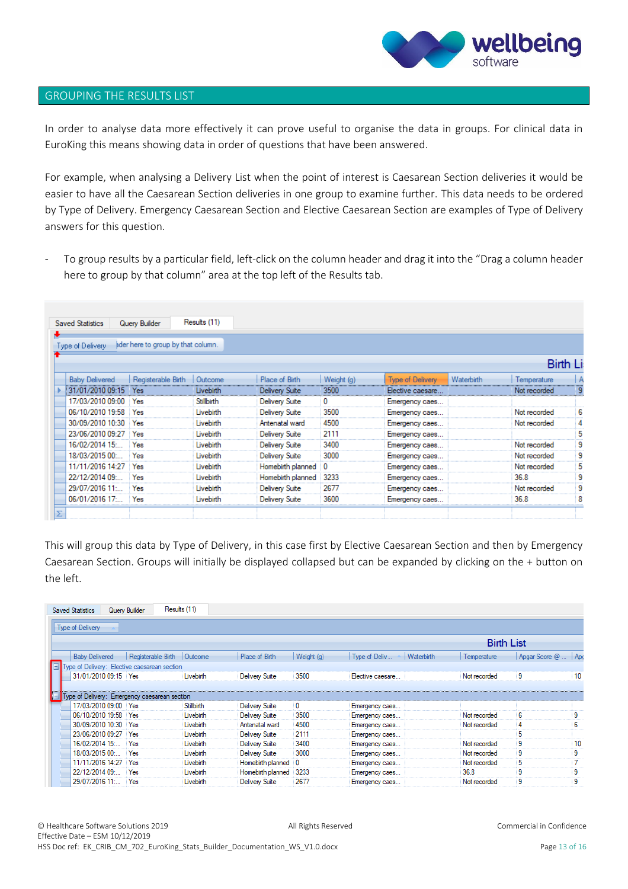## GROUPING THE RESULTS LIST

In order to analyse data more effectively it can prove useful to organise the data in groups. For clinical data in EuroKing this means showing data in order of questions that have been answered.

For example, when analysing a Delivery List when the point of interest is Caesarean Section deliveries it would be easier to have all the Caesarean Section deliveries in one group to examine further. This data needs to be ordered by Type of Delivery. Emergency Caesarean Section and Elective Caesarean Section are examples of Type of Delivery answers for this question.

- To group results by a particular field, left-click on the column header and drag it into the "Drag a column header here to group by that column" area at the top left of the Results tab.

This will group this data by Type of Delivery, in this case first by Elective Caesarean Section and then by Emergency Caesarean Section. Groups will initially be displayed collapsed but can be expanded by clicking on the + button on the left.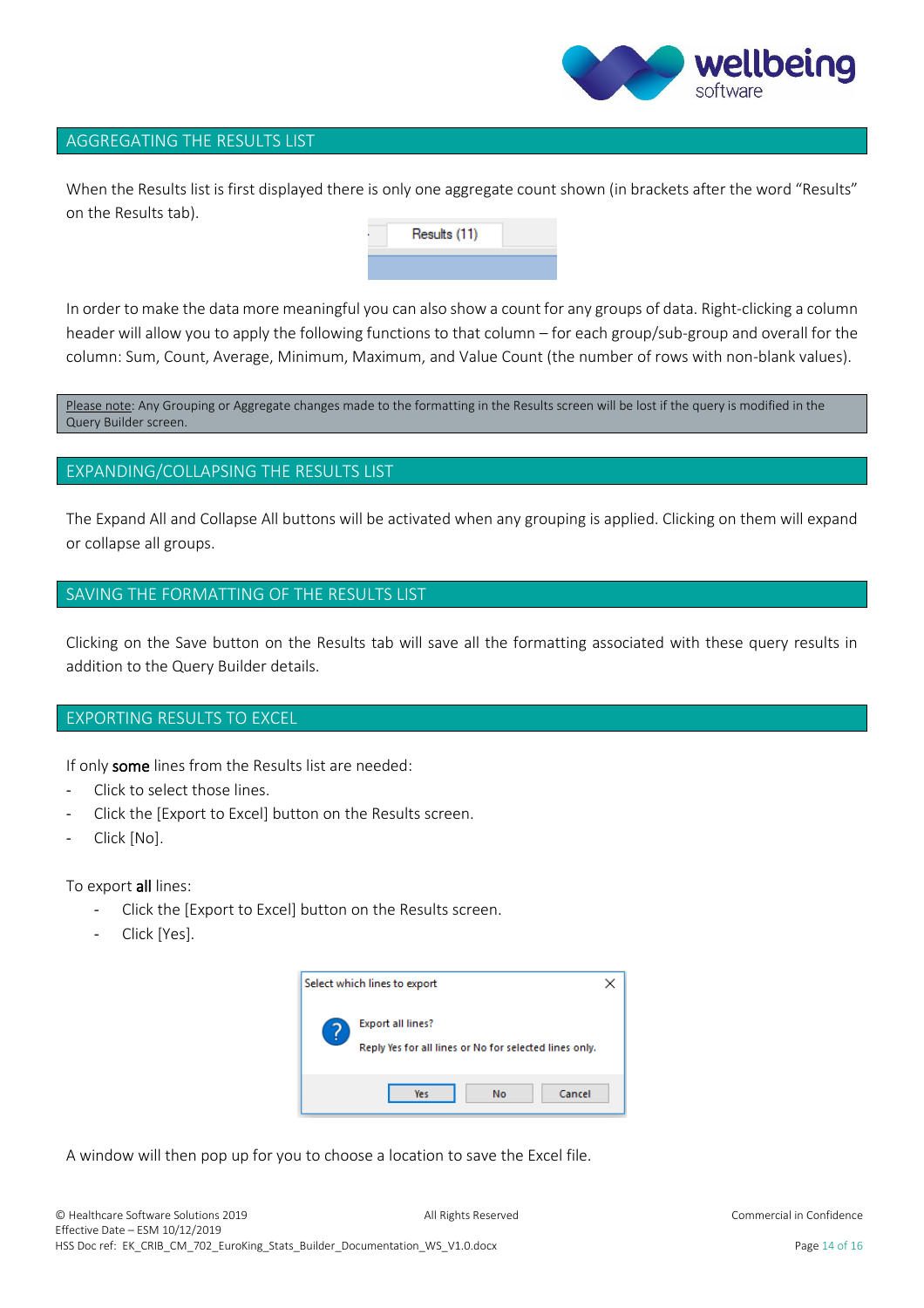## AGGREGATING THE RESULTS LIST

When the Results list is first displayed there is only one aggregate count shown (in brackets after the word "Results" on the Results tab).

In order to make the data more meaningful you can also show a count for any groups of data. Right-clicking a column header will allow you to apply the following functions to that column – for each group/sub-group and overall for the column: Sum, Count, Average, Minimum, Maximum, and Value Count (the number of rows with non-blank values).

Please note: Any Grouping or Aggregate changes made to the formatting in the Results screen will be lost if the query is modified in the Query Builder screen.

## EXPANDING/COLLAPSING THE RESULTS LIST

The Expand All and Collapse All buttons will be activated when any grouping is applied. Clicking on them will expand or collapse all groups.

## SAVING THE FORMATTING OF THE RESULTS LIST

Clicking on the Save button on the Results tab will save all the formatting associated with these query results in addition to the Query Builder details.

## EXPORTING RESULTS TO EXCEL

If only **some** lines from the Results list are needed:

- Click to select those lines.
- Click the [Export to Excel] button on the Results screen.
- Click [No].

To export **all** lines:

- Click the [Export to Excel] button on the Results screen.
- Click [Yes].

A window will then pop up for you to choose a location to save the Excel file.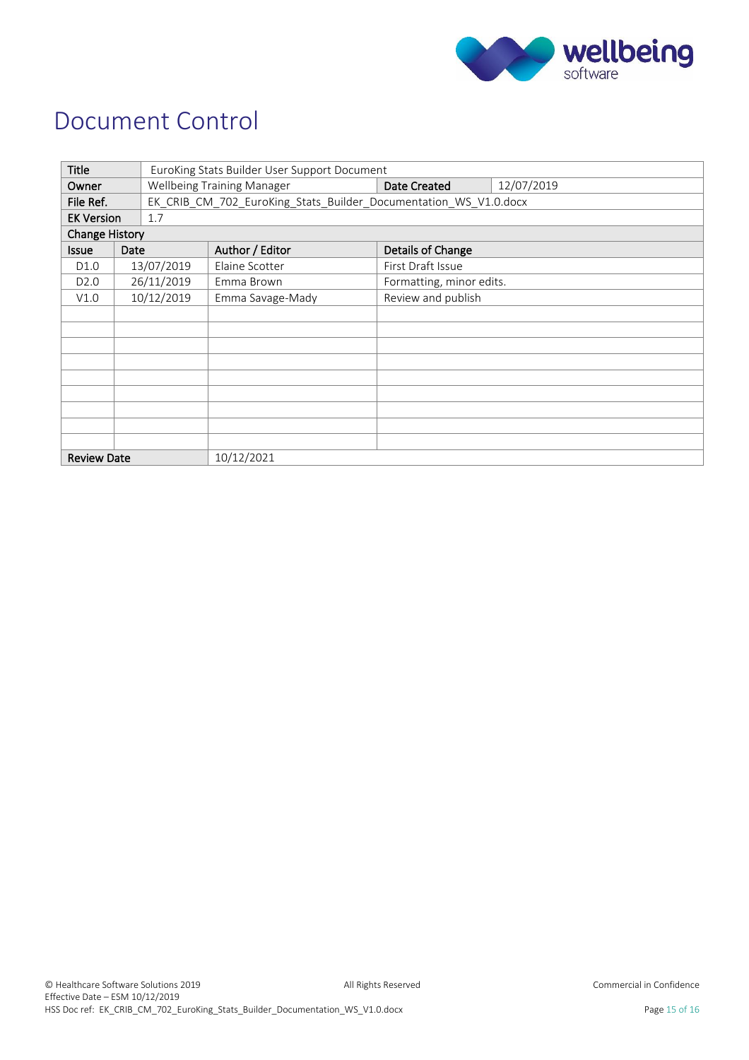# Document Control

| | | | | |
|---|---|---|---|---|
| **Title** | EuroKing Stats Builder User Support Document | | | |
| **Owner** | Wellbeing Training Manager | | **Date Created** | 12/07/2019 |
| **File Ref.** | EK_CRIB_CM_702_EuroKing_Stats_Builder_Documentation_WS_V1.0.docx | | | |
| **EK Version** | 1.7 | | | |
| **Change History** | | | | |
| **Issue** | **Date** | **Author / Editor** | **Details of Change** | |
| D1.0 | 13/07/2019 | Elaine Scotter | First Draft Issue | |
| D2.0 | 26/11/2019 | Emma Brown | Formatting, minor edits. | |
| V1.0 | 10/12/2019 | Emma Savage-Mady | Review and publish | |
| | | | | |
| | | | | |
| | | | | |
| | | | | |
| | | | | |
| | | | | |
| | | | | |
| | | | | |
| | | | | |
| **Review Date** | | 10/12/2021 | | |